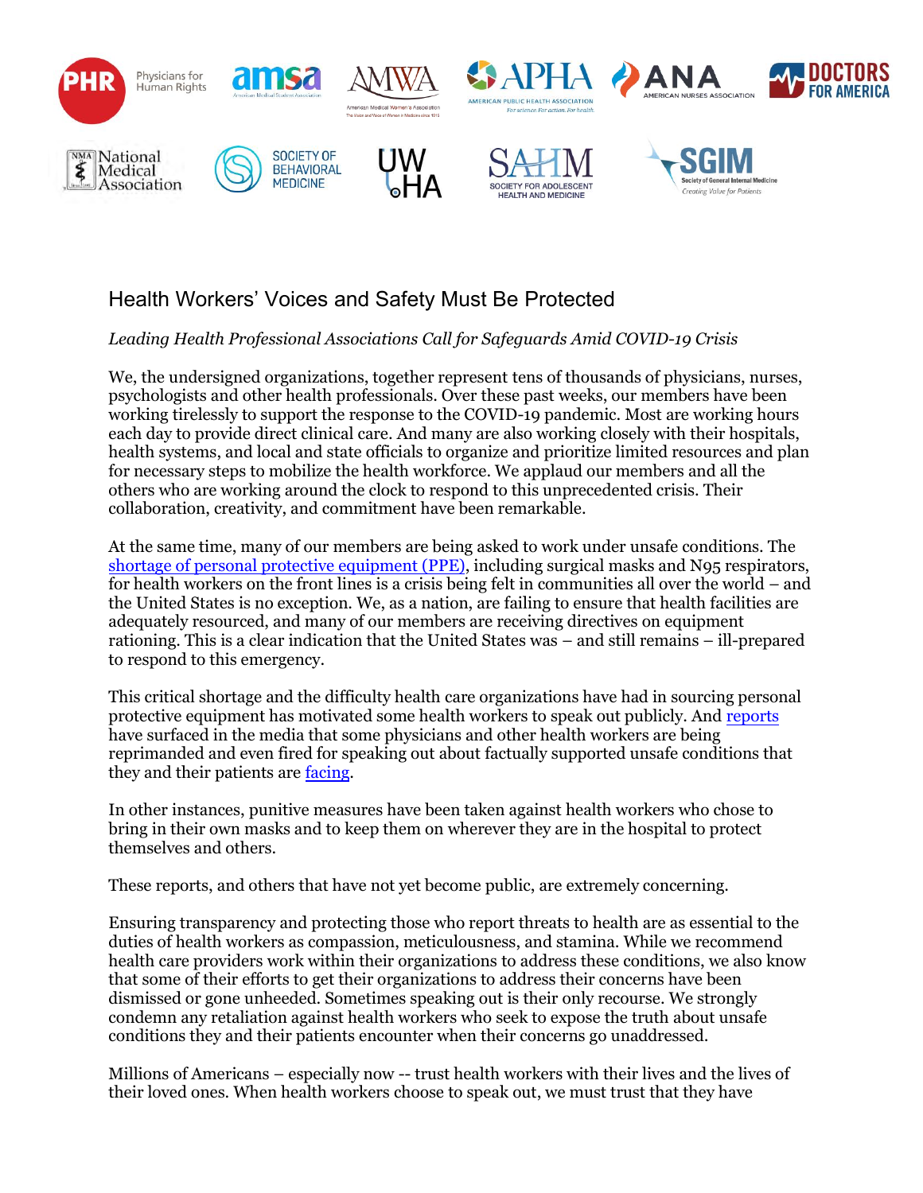# Health Workers' Voices and Safety Must Be Protected

*Leading Health Professional Associations Call for Safeguards Amid COVID-19 Crisis*

We, the undersigned organizations, together represent tens of thousands of physicians, nurses, psychologists and other health professionals. Over these past weeks, our members have been working tirelessly to support the response to the COVID-19 pandemic. Most are working hours each day to provide direct clinical care. And many are also working closely with their hospitals, health systems, and local and state officials to organize and prioritize limited resources and plan for necessary steps to mobilize the health workforce. We applaud our members and all the others who are working around the clock to respond to this unprecedented crisis. Their collaboration, creativity, and commitment have been remarkable.

At the same time, many of our members are being asked to work under unsafe conditions. The shortage of personal protective equipment (PPE), including surgical masks and N95 respirators, for health workers on the front lines is a crisis being felt in communities all over the world – and the United States is no exception. We, as a nation, are failing to ensure that health facilities are adequately resourced, and many of our members are receiving directives on equipment rationing. This is a clear indication that the United States was – and still remains – ill-prepared to respond to this emergency.

This critical shortage and the difficulty health care organizations have had in sourcing personal protective equipment has motivated some health workers to speak out publicly. And reports have surfaced in the media that some physicians and other health workers are being reprimanded and even fired for speaking out about factually supported unsafe conditions that they and their patients are facing.

In other instances, punitive measures have been taken against health workers who chose to bring in their own masks and to keep them on wherever they are in the hospital to protect themselves and others.

These reports, and others that have not yet become public, are extremely concerning.

Ensuring transparency and protecting those who report threats to health are as essential to the duties of health workers as compassion, meticulousness, and stamina. While we recommend health care providers work within their organizations to address these conditions, we also know that some of their efforts to get their organizations to address their concerns have been dismissed or gone unheeded. Sometimes speaking out is their only recourse. We strongly condemn any retaliation against health workers who seek to expose the truth about unsafe conditions they and their patients encounter when their concerns go unaddressed.

Millions of Americans – especially now -- trust health workers with their lives and the lives of their loved ones. When health workers choose to speak out, we must trust that they have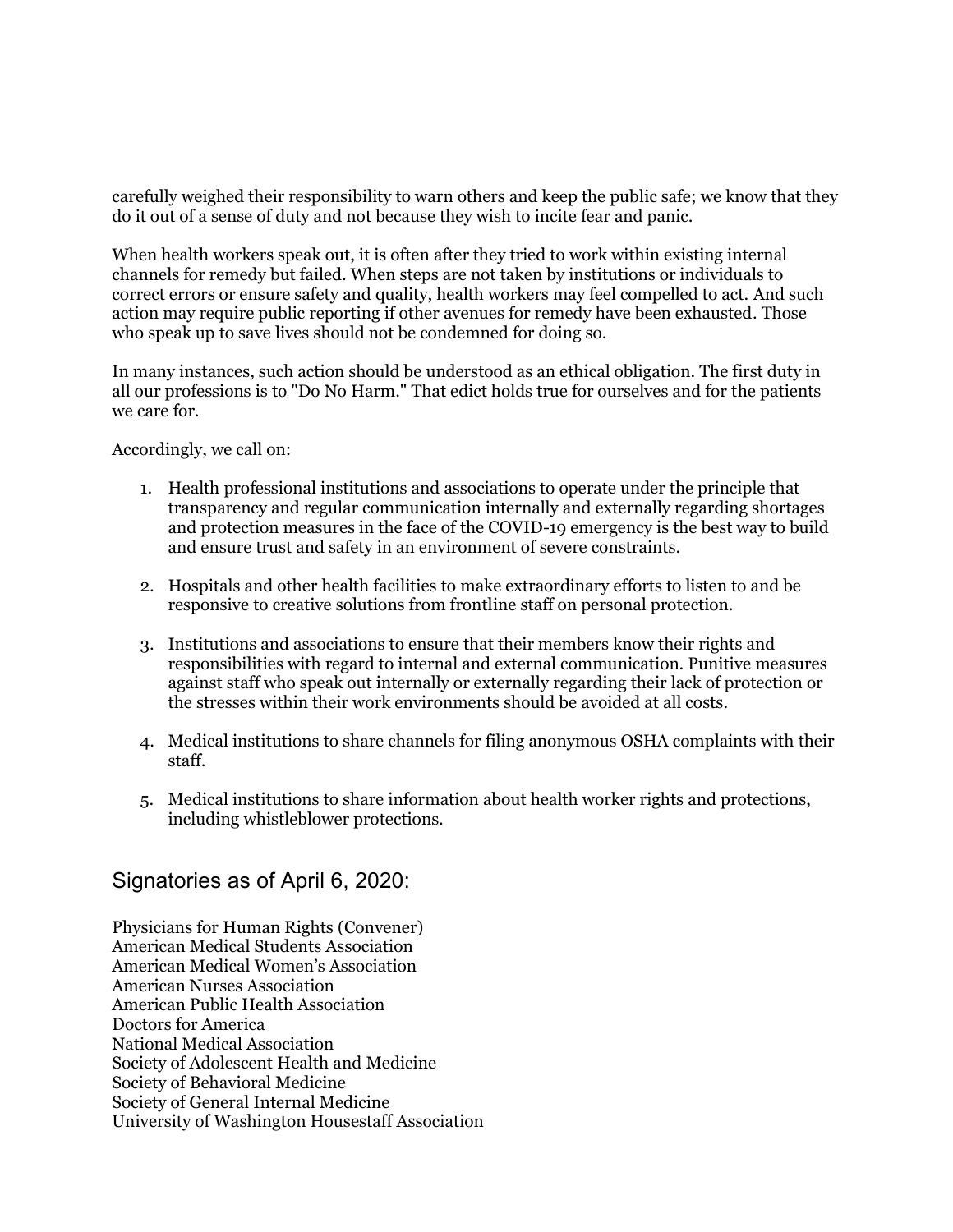carefully weighed their responsibility to warn others and keep the public safe; we know that they do it out of a sense of duty and not because they wish to incite fear and panic.

When health workers speak out, it is often after they tried to work within existing internal channels for remedy but failed. When steps are not taken by institutions or individuals to correct errors or ensure safety and quality, health workers may feel compelled to act. And such action may require public reporting if other avenues for remedy have been exhausted. Those who speak up to save lives should not be condemned for doing so.

In many instances, such action should be understood as an ethical obligation. The first duty in all our professions is to "Do No Harm." That edict holds true for ourselves and for the patients we care for.

Accordingly, we call on:

1. Health professional institutions and associations to operate under the principle that transparency and regular communication internally and externally regarding shortages and protection measures in the face of the COVID-19 emergency is the best way to build and ensure trust and safety in an environment of severe constraints.

2. Hospitals and other health facilities to make extraordinary efforts to listen to and be responsive to creative solutions from frontline staff on personal protection.

3. Institutions and associations to ensure that their members know their rights and responsibilities with regard to internal and external communication. Punitive measures against staff who speak out internally or externally regarding their lack of protection or the stresses within their work environments should be avoided at all costs.

4. Medical institutions to share channels for filing anonymous OSHA complaints with their staff.

5. Medical institutions to share information about health worker rights and protections, including whistleblower protections.

## Signatories as of April 6, 2020:

Physicians for Human Rights (Convener)
American Medical Students Association
American Medical Women's Association
American Nurses Association
American Public Health Association
Doctors for America
National Medical Association
Society of Adolescent Health and Medicine
Society of Behavioral Medicine
Society of General Internal Medicine
University of Washington Housestaff Association